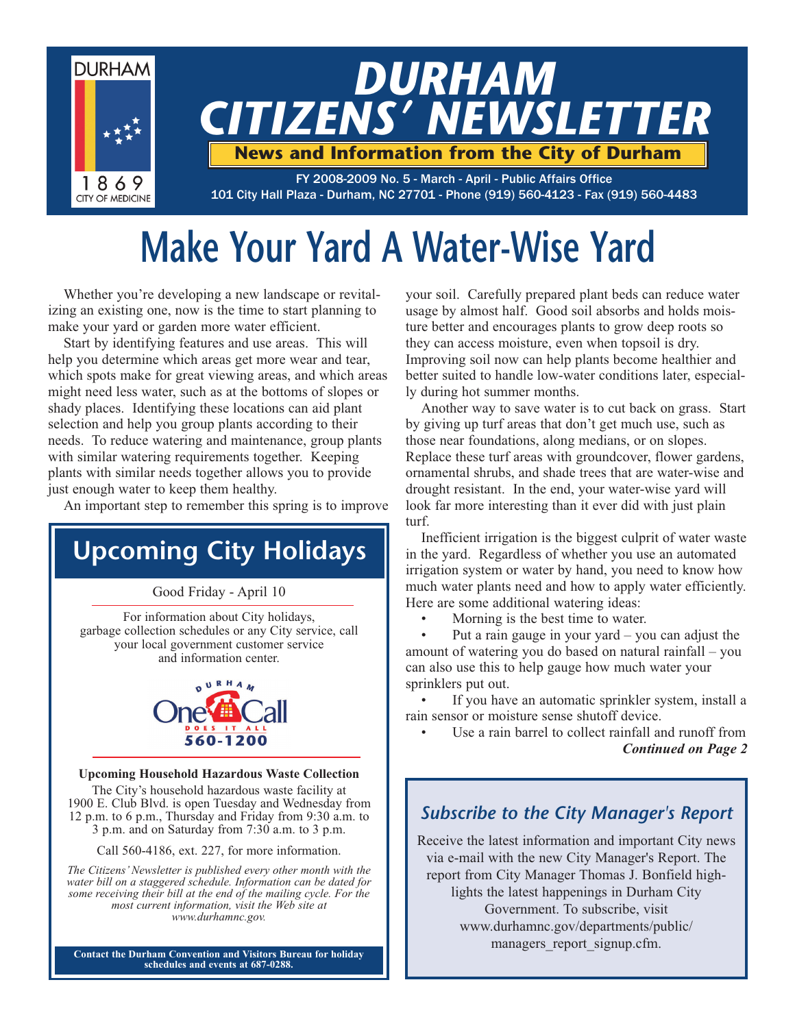# DURHAM CITIZENS' NEWSLETTER

**News and Information from the City of Durham**

FY 2008-2009 No. 5 - March - April - Public Affairs Office
101 City Hall Plaza - Durham, NC 27701 - Phone (919) 560-4123 - Fax (919) 560-4483

DURHAM
1869
CITY OF MEDICINE

# Make Your Yard A Water-Wise Yard

Whether you're developing a new landscape or revitalizing an existing one, now is the time to start planning to make your yard or garden more water efficient.

Start by identifying features and use areas. This will help you determine which areas get more wear and tear, which spots make for great viewing areas, and which areas might need less water, such as at the bottoms of slopes or shady places. Identifying these locations can aid plant selection and help you group plants according to their needs. To reduce watering and maintenance, group plants with similar watering requirements together. Keeping plants with similar needs together allows you to provide just enough water to keep them healthy.

An important step to remember this spring is to improve your soil. Carefully prepared plant beds can reduce water usage by almost half. Good soil absorbs and holds moisture better and encourages plants to grow deep roots so they can access moisture, even when topsoil is dry. Improving soil now can help plants become healthier and better suited to handle low-water conditions later, especially during hot summer months.

Another way to save water is to cut back on grass. Start by giving up turf areas that don't get much use, such as those near foundations, along medians, or on slopes. Replace these turf areas with groundcover, flower gardens, ornamental shrubs, and shade trees that are water-wise and drought resistant. In the end, your water-wise yard will look far more interesting than it ever did with just plain turf.

Inefficient irrigation is the biggest culprit of water waste in the yard. Regardless of whether you use an automated irrigation system or water by hand, you need to know how much water plants need and how to apply water efficiently. Here are some additional watering ideas:

- Morning is the best time to water.
- Put a rain gauge in your yard – you can adjust the amount of watering you do based on natural rainfall – you can also use this to help gauge how much water your sprinklers put out.
- If you have an automatic sprinkler system, install a rain sensor or moisture sense shutoff device.
- Use a rain barrel to collect rainfall and runoff from

***Continued on Page 2***

## Upcoming City Holidays

Good Friday - April 10

For information about City holidays, garbage collection schedules or any City service, call your local government customer service and information center.

DURHAM One Call DOES IT ALL 560-1200

**Upcoming Household Hazardous Waste Collection**

The City's household hazardous waste facility at 1900 E. Club Blvd. is open Tuesday and Wednesday from 12 p.m. to 6 p.m., Thursday and Friday from 9:30 a.m. to 3 p.m. and on Saturday from 7:30 a.m. to 3 p.m.

Call 560-4186, ext. 227, for more information.

*The Citizens' Newsletter is published every other month with the water bill on a staggered schedule. Information can be dated for some receiving their bill at the end of the mailing cycle. For the most current information, visit the Web site at www.durhamnc.gov.*

**Contact the Durham Convention and Visitors Bureau for holiday schedules and events at 687-0288.**

## *Subscribe to the City Manager's Report*

Receive the latest information and important City news via e-mail with the new City Manager's Report. The report from City Manager Thomas J. Bonfield highlights the latest happenings in Durham City Government. To subscribe, visit www.durhamnc.gov/departments/public/managers_report_signup.cfm.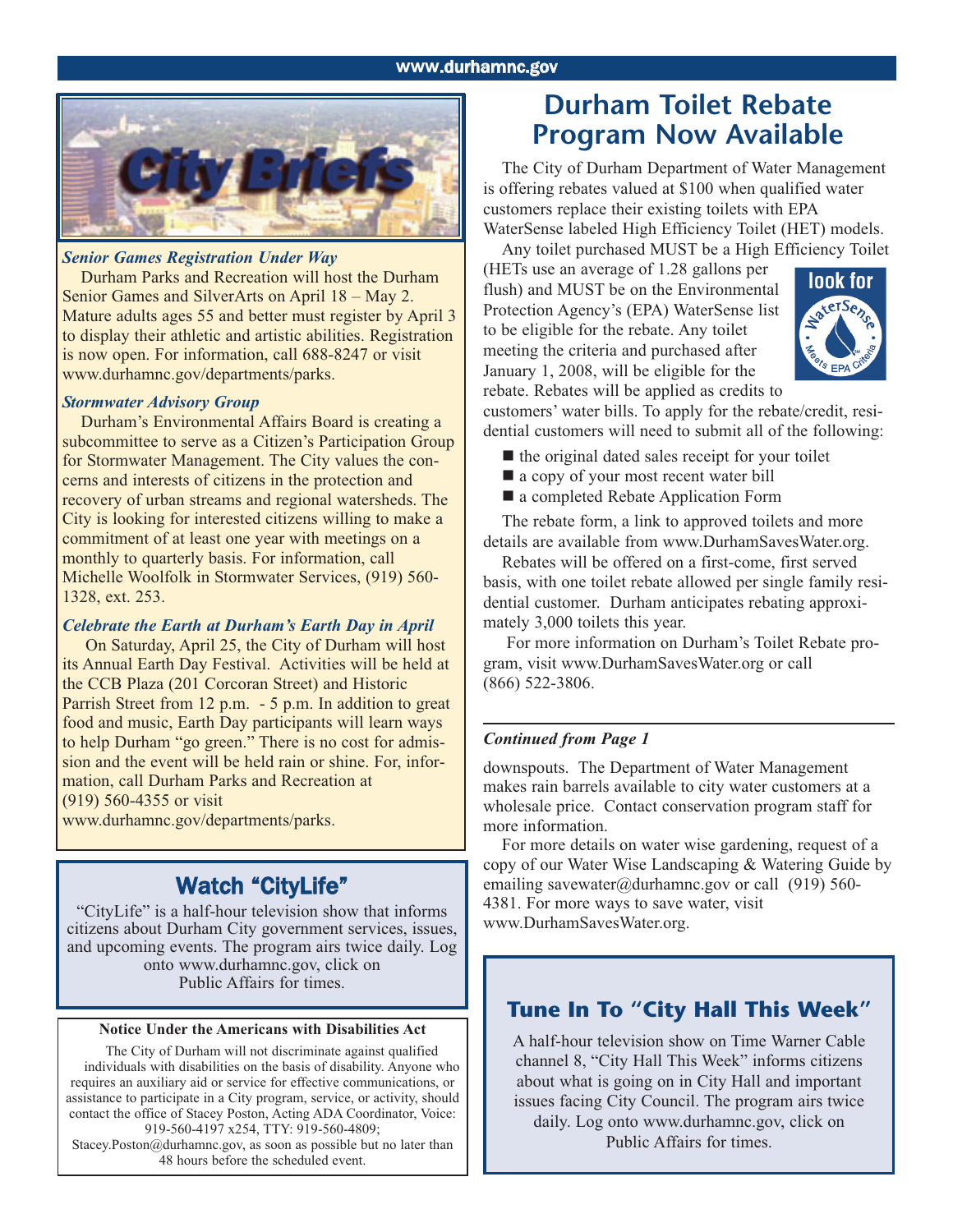# City Briefs

### *Senior Games Registration Under Way*

Durham Parks and Recreation will host the Durham Senior Games and SilverArts on April 18 – May 2. Mature adults ages 55 and better must register by April 3 to display their athletic and artistic abilities. Registration is now open. For information, call 688-8247 or visit www.durhamnc.gov/departments/parks.

### *Stormwater Advisory Group*

Durham's Environmental Affairs Board is creating a subcommittee to serve as a Citizen's Participation Group for Stormwater Management. The City values the concerns and interests of citizens in the protection and recovery of urban streams and regional watersheds. The City is looking for interested citizens willing to make a commitment of at least one year with meetings on a monthly to quarterly basis. For information, call Michelle Woolfolk in Stormwater Services, (919) 560-1328, ext. 253.

### *Celebrate the Earth at Durham's Earth Day in April*

On Saturday, April 25, the City of Durham will host its Annual Earth Day Festival. Activities will be held at the CCB Plaza (201 Corcoran Street) and Historic Parrish Street from 12 p.m. - 5 p.m. In addition to great food and music, Earth Day participants will learn ways to help Durham "go green." There is no cost for admission and the event will be held rain or shine. For, information, call Durham Parks and Recreation at (919) 560-4355 or visit www.durhamnc.gov/departments/parks.

## Watch "CityLife"

"CityLife" is a half-hour television show that informs citizens about Durham City government services, issues, and upcoming events. The program airs twice daily. Log onto www.durhamnc.gov, click on Public Affairs for times.

**Notice Under the Americans with Disabilities Act**

The City of Durham will not discriminate against qualified individuals with disabilities on the basis of disability. Anyone who requires an auxiliary aid or service for effective communications, or assistance to participate in a City program, service, or activity, should contact the office of Stacey Poston, Acting ADA Coordinator, Voice: 919-560-4197 x254, TTY: 919-560-4809; Stacey.Poston@durhamnc.gov, as soon as possible but no later than 48 hours before the scheduled event.

# Durham Toilet Rebate Program Now Available

The City of Durham Department of Water Management is offering rebates valued at $100 when qualified water customers replace their existing toilets with EPA WaterSense labeled High Efficiency Toilet (HET) models.

Any toilet purchased MUST be a High Efficiency Toilet (HETs use an average of 1.28 gallons per flush) and MUST be on the Environmental Protection Agency's (EPA) WaterSense list to be eligible for the rebate. Any toilet meeting the criteria and purchased after January 1, 2008, will be eligible for the rebate. Rebates will be applied as credits to customers' water bills. To apply for the rebate/credit, residential customers will need to submit all of the following:

look for WaterSense Meets EPA Criteria

- the original dated sales receipt for your toilet
- a copy of your most recent water bill
- a completed Rebate Application Form

The rebate form, a link to approved toilets and more details are available from www.DurhamSavesWater.org.

Rebates will be offered on a first-come, first served basis, with one toilet rebate allowed per single family residential customer. Durham anticipates rebating approximately 3,000 toilets this year.

For more information on Durham's Toilet Rebate program, visit www.DurhamSavesWater.org or call (866) 522-3806.

***Continued from Page 1***

downspouts. The Department of Water Management makes rain barrels available to city water customers at a wholesale price. Contact conservation program staff for more information.

For more details on water wise gardening, request of a copy of our Water Wise Landscaping & Watering Guide by emailing savewater@durhamnc.gov or call (919) 560-4381. For more ways to save water, visit www.DurhamSavesWater.org.

## Tune In To "City Hall This Week"

A half-hour television show on Time Warner Cable channel 8, "City Hall This Week" informs citizens about what is going on in City Hall and important issues facing City Council. The program airs twice daily. Log onto www.durhamnc.gov, click on Public Affairs for times.